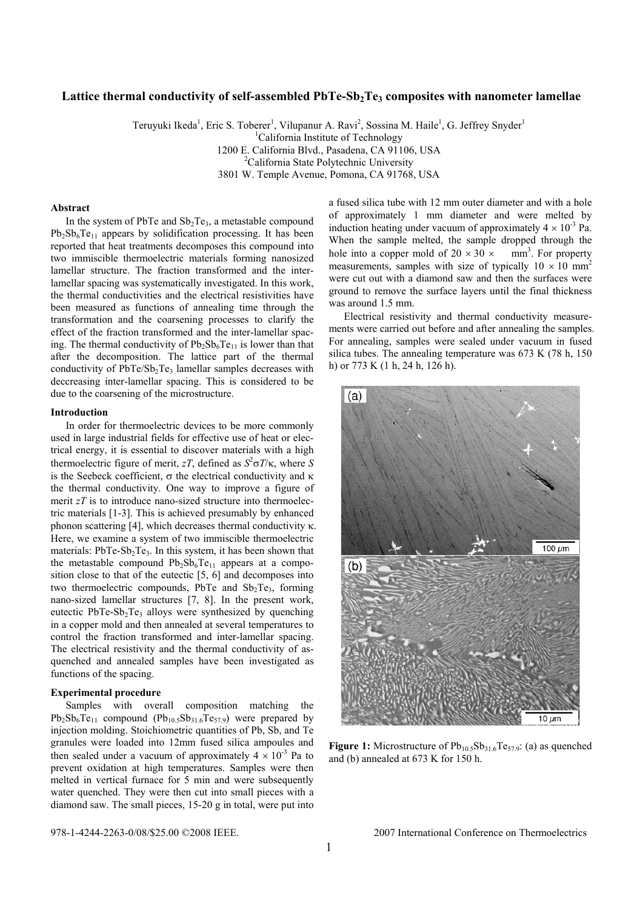# Lattice thermal conductivity of self-assembled PbTe-$Sb_2Te_3$ composites with nanometer lamellae

Teruyuki Ikeda[1], Eric S. Toberer[1], Vilupanur A. Ravi[2], Sossina M. Haile[1], G. Jeffrey Snyder[1]

[1]California Institute of Technology
1200 E. California Blvd., Pasadena, CA 91106, USA
[2]California State Polytechnic University
3801 W. Temple Avenue, Pomona, CA 91768, USA

## Abstract

In the system of PbTe and $Sb_2Te_3$, a metastable compound $Pb_2Sb_6Te_{11}$ appears by solidification processing. It has been reported that heat treatments decomposes this compound into two immiscible thermoelectric materials forming nanosized lamellar structure. The fraction transformed and the inter-lamellar spacing was systematically investigated. In this work, the thermal conductivities and the electrical resistivities have been measured as functions of annealing time through the transformation and the coarsening processes to clarify the effect of the fraction transformed and the inter-lamellar spacing. The thermal conductivity of $Pb_2Sb_6Te_{11}$ is lower than that after the decomposition. The lattice part of the thermal conductivity of PbTe/$Sb_2Te_3$ lamellar samples decreases with deccreasing inter-lamellar spacing. This is considered to be due to the coarsening of the microstructure.

## Introduction

In order for thermoelectric devices to be more commonly used in large industrial fields for effective use of heat or electrical energy, it is essential to discover materials with a high thermoelectric figure of merit, *zT*, defined as $S^2\sigma T/\kappa$, where $S$ is the Seebeck coefficient, $\sigma$ the electrical conductivity and $\kappa$ the thermal conductivity. One way to improve a figure of merit *zT* is to introduce nano-sized structure into thermoelectric materials [1-3]. This is achieved presumably by enhanced phonon scattering [4], which decreases thermal conductivity $\kappa$. Here, we examine a system of two immiscible thermoelectric materials: PbTe-$Sb_2Te_3$. In this system, it has been shown that the metastable compound $Pb_2Sb_6Te_{11}$ appears at a composition close to that of the eutectic [5, 6] and decomposes into two thermoelectric compounds, PbTe and $Sb_2Te_3$, forming nano-sized lamellar structures [7, 8]. In the present work, eutectic PbTe-$Sb_2Te_3$ alloys were synthesized by quenching in a copper mold and then annealed at several temperatures to control the fraction transformed and inter-lamellar spacing. The electrical resistivity and the thermal conductivity of as-quenched and annealed samples have been investigated as functions of the spacing.

## Experimental procedure

Samples with overall composition matching the $Pb_2Sb_6Te_{11}$ compound ($Pb_{10.5}Sb_{31.6}Te_{57.9}$) were prepared by injection molding. Stoichiometric quantities of Pb, Sb, and Te granules were loaded into 12mm fused silica ampoules and then sealed under a vacuum of approximately $4 \times 10^{-3}$ Pa to prevent oxidation at high temperatures. Samples were then melted in vertical furnace for 5 min and were subsequently water quenched. They were then cut into small pieces with a diamond saw. The small pieces, 15-20 g in total, were put into a fused silica tube with 12 mm outer diameter and with a hole of approximately 1 mm diameter and were melted by induction heating under vacuum of approximately $4 \times 10^{-3}$ Pa. When the sample melted, the sample dropped through the hole into a copper mold of $20 \times 30 \times$ mm$^3$. For property measurements, samples with size of typically $10 \times 10$ mm$^2$ were cut out with a diamond saw and then the surfaces were ground to remove the surface layers until the final thickness was around 1.5 mm.

Electrical resistivity and thermal conductivity measurements were carried out before and after annealing the samples. For annealing, samples were sealed under vacuum in fused silica tubes. The annealing temperature was 673 K (78 h, 150 h) or 773 K (1 h, 24 h, 126 h).

**Figure 1:** Microstructure of $Pb_{10.5}Sb_{31.6}Te_{57.9}$: (a) as quenched and (b) annealed at 673 K for 150 h.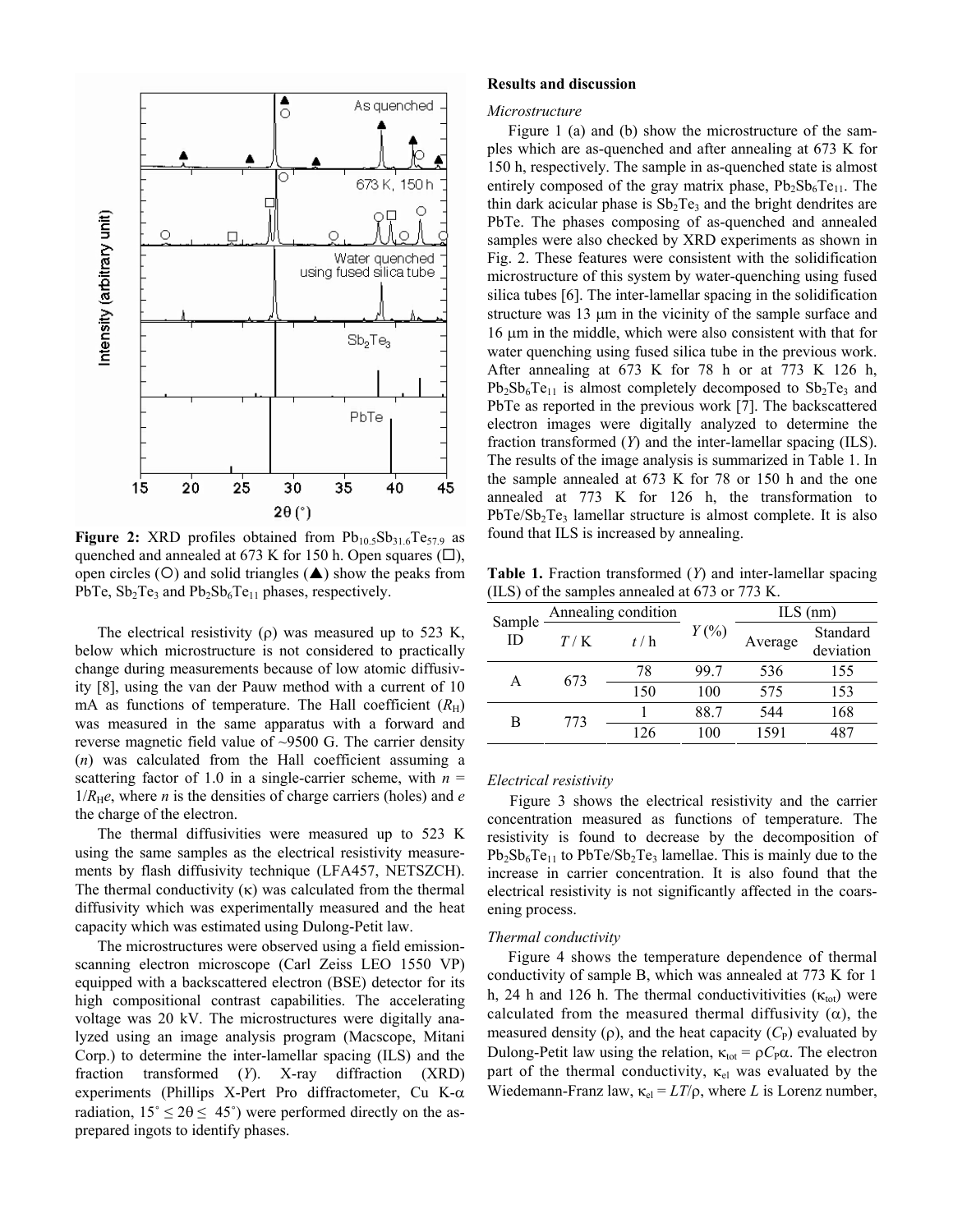**Figure 2:** XRD profiles obtained from $Pb_{10.5}Sb_{31.6}Te_{57.9}$ as quenched and annealed at 673 K for 150 h. Open squares (□), open circles (○) and solid triangles (▲) show the peaks from PbTe, $Sb_2Te_3$ and $Pb_2Sb_6Te_{11}$ phases, respectively.

The electrical resistivity (ρ) was measured up to 523 K, below which microstructure is not considered to practically change during measurements because of low atomic diffusivity [8], using the van der Pauw method with a current of 10 mA as functions of temperature. The Hall coefficient ($R_H$) was measured in the same apparatus with a forward and reverse magnetic field value of ~9500 G. The carrier density ($n$) was calculated from the Hall coefficient assuming a scattering factor of 1.0 in a single-carrier scheme, with $n = 1/R_H e$, where $n$ is the densities of charge carriers (holes) and $e$ the charge of the electron.

The thermal diffusivities were measured up to 523 K using the same samples as the electrical resistivity measurements by flash diffusivity technique (LFA457, NETSZCH). The thermal conductivity (κ) was calculated from the thermal diffusivity which was experimentally measured and the heat capacity which was estimated using Dulong-Petit law.

The microstructures were observed using a field emission-scanning electron microscope (Carl Zeiss LEO 1550 VP) equipped with a backscattered electron (BSE) detector for its high compositional contrast capabilities. The accelerating voltage was 20 kV. The microstructures were digitally analyzed using an image analysis program (Macscope, Mitani Corp.) to determine the inter-lamellar spacing (ILS) and the fraction transformed ($Y$). X-ray diffraction (XRD) experiments (Phillips X-Pert Pro diffractometer, Cu K-α radiation, $15^\circ \leq 2\theta \leq 45^\circ$) were performed directly on the as-prepared ingots to identify phases.

## Results and discussion

### *Microstructure*

Figure 1 (a) and (b) show the microstructure of the samples which are as-quenched and after annealing at 673 K for 150 h, respectively. The sample in as-quenched state is almost entirely composed of the gray matrix phase, $Pb_2Sb_6Te_{11}$. The thin dark acicular phase is $Sb_2Te_3$ and the bright dendrites are PbTe. The phases composing of as-quenched and annealed samples were also checked by XRD experiments as shown in Fig. 2. These features were consistent with the solidification microstructure of this system by water-quenching using fused silica tubes [6]. The inter-lamellar spacing in the solidification structure was 13 μm in the vicinity of the sample surface and 16 μm in the middle, which were also consistent with that for water quenching using fused silica tube in the previous work. After annealing at 673 K for 78 h or at 773 K 126 h, $Pb_2Sb_6Te_{11}$ is almost completely decomposed to $Sb_2Te_3$ and PbTe as reported in the previous work [7]. The backscattered electron images were digitally analyzed to determine the fraction transformed ($Y$) and the inter-lamellar spacing (ILS). The results of the image analysis is summarized in Table 1. In the sample annealed at 673 K for 78 or 150 h and the one annealed at 773 K for 126 h, the transformation to $PbTe/Sb_2Te_3$ lamellar structure is almost complete. It is also found that ILS is increased by annealing.

**Table 1.** Fraction transformed ($Y$) and inter-lamellar spacing (ILS) of the samples annealed at 673 or 773 K.

| Sample ID | Annealing condition | | $Y$ (%) | ILS (nm) | |
|---|---|---|---|---|---|
| | $T$ / K | $t$ / h | | Average | Standard deviation |
| A | 673 | 78 | 99.7 | 536 | 155 |
| | | 150 | 100 | 575 | 153 |
| B | 773 | 1 | 88.7 | 544 | 168 |
| | | 126 | 100 | 1591 | 487 |

### *Electrical resistivity*

Figure 3 shows the electrical resistivity and the carrier concentration measured as functions of temperature. The resistivity is found to decrease by the decomposition of $Pb_2Sb_6Te_{11}$ to $PbTe/Sb_2Te_3$ lamellae. This is mainly due to the increase in carrier concentration. It is also found that the electrical resistivity is not significantly affected in the coarsening process.

### *Thermal conductivity*

Figure 4 shows the temperature dependence of thermal conductivity of sample B, which was annealed at 773 K for 1 h, 24 h and 126 h. The thermal conductivitivities ($\kappa_{tot}$) were calculated from the measured thermal diffusivity (α), the measured density (ρ), and the heat capacity ($C_P$) evaluated by Dulong-Petit law using the relation, $\kappa_{tot} = \rho C_P \alpha$. The electron part of the thermal conductivity, $\kappa_{el}$ was evaluated by the Wiedemann-Franz law, $\kappa_{el} = LT/\rho$, where $L$ is Lorenz number,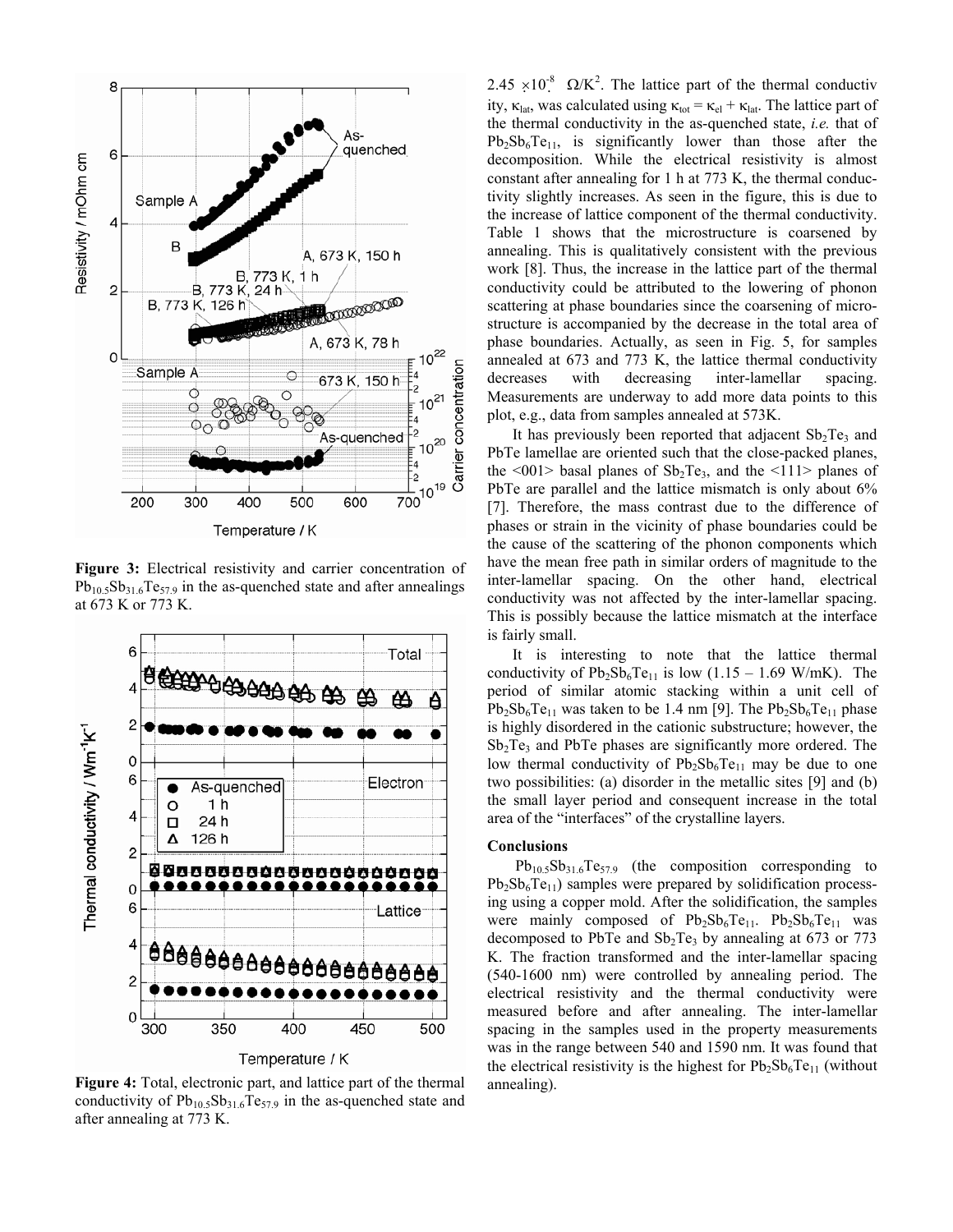Figure 3: Electrical resistivity and carrier concentration of $Pb_{10.5}Sb_{31.6}Te_{57.9}$ in the as-quenched state and after annealings at 673 K or 773 K.

Figure 4: Total, electronic part, and lattice part of the thermal conductivity of $Pb_{10.5}Sb_{31.6}Te_{57.9}$ in the as-quenched state and after annealing at 773 K.

$2.45 \times 10^{-8}$ $\Omega/K^2$. The lattice part of the thermal conductivity, $\kappa_{lat}$, was calculated using $\kappa_{tot} = \kappa_{el} + \kappa_{lat}$. The lattice part of the thermal conductivity in the as-quenched state, *i.e.* that of $Pb_2Sb_6Te_{11}$, is significantly lower than those after the decomposition. While the electrical resistivity is almost constant after annealing for 1 h at 773 K, the thermal conductivity slightly increases. As seen in the figure, this is due to the increase of lattice component of the thermal conductivity. Table 1 shows that the microstructure is coarsened by annealing. This is qualitatively consistent with the previous work [8]. Thus, the increase in the lattice part of the thermal conductivity could be attributed to the lowering of phonon scattering at phase boundaries since the coarsening of microstructure is accompanied by the decrease in the total area of phase boundaries. Actually, as seen in Fig. 5, for samples annealed at 673 and 773 K, the lattice thermal conductivity decreases with decreasing inter-lamellar spacing. Measurements are underway to add more data points to this plot, e.g., data from samples annealed at 573K.

It has previously been reported that adjacent $Sb_2Te_3$ and PbTe lamellae are oriented such that the close-packed planes, the <001> basal planes of $Sb_2Te_3$, and the <111> planes of PbTe are parallel and the lattice mismatch is only about 6% [7]. Therefore, the mass contrast due to the difference of phases or strain in the vicinity of phase boundaries could be the cause of the scattering of the phonon components which have the mean free path in similar orders of magnitude to the inter-lamellar spacing. On the other hand, electrical conductivity was not affected by the inter-lamellar spacing. This is possibly because the lattice mismatch at the interface is fairly small.

It is interesting to note that the lattice thermal conductivity of $Pb_2Sb_6Te_{11}$ is low (1.15 – 1.69 W/mK). The period of similar atomic stacking within a unit cell of $Pb_2Sb_6Te_{11}$ was taken to be 1.4 nm [9]. The $Pb_2Sb_6Te_{11}$ phase is highly disordered in the cationic substructure; however, the $Sb_2Te_3$ and PbTe phases are significantly more ordered. The low thermal conductivity of $Pb_2Sb_6Te_{11}$ may be due to one two possibilities: (a) disorder in the metallic sites [9] and (b) the small layer period and consequent increase in the total area of the "interfaces" of the crystalline layers.

## Conclusions

$Pb_{10.5}Sb_{31.6}Te_{57.9}$ (the composition corresponding to $Pb_2Sb_6Te_{11}$) samples were prepared by solidification processing using a copper mold. After the solidification, the samples were mainly composed of $Pb_2Sb_6Te_{11}$. $Pb_2Sb_6Te_{11}$ was decomposed to PbTe and $Sb_2Te_3$ by annealing at 673 or 773 K. The fraction transformed and the inter-lamellar spacing (540-1600 nm) were controlled by annealing period. The electrical resistivity and the thermal conductivity were measured before and after annealing. The inter-lamellar spacing in the samples used in the property measurements was in the range between 540 and 1590 nm. It was found that the electrical resistivity is the highest for $Pb_2Sb_6Te_{11}$ (without annealing).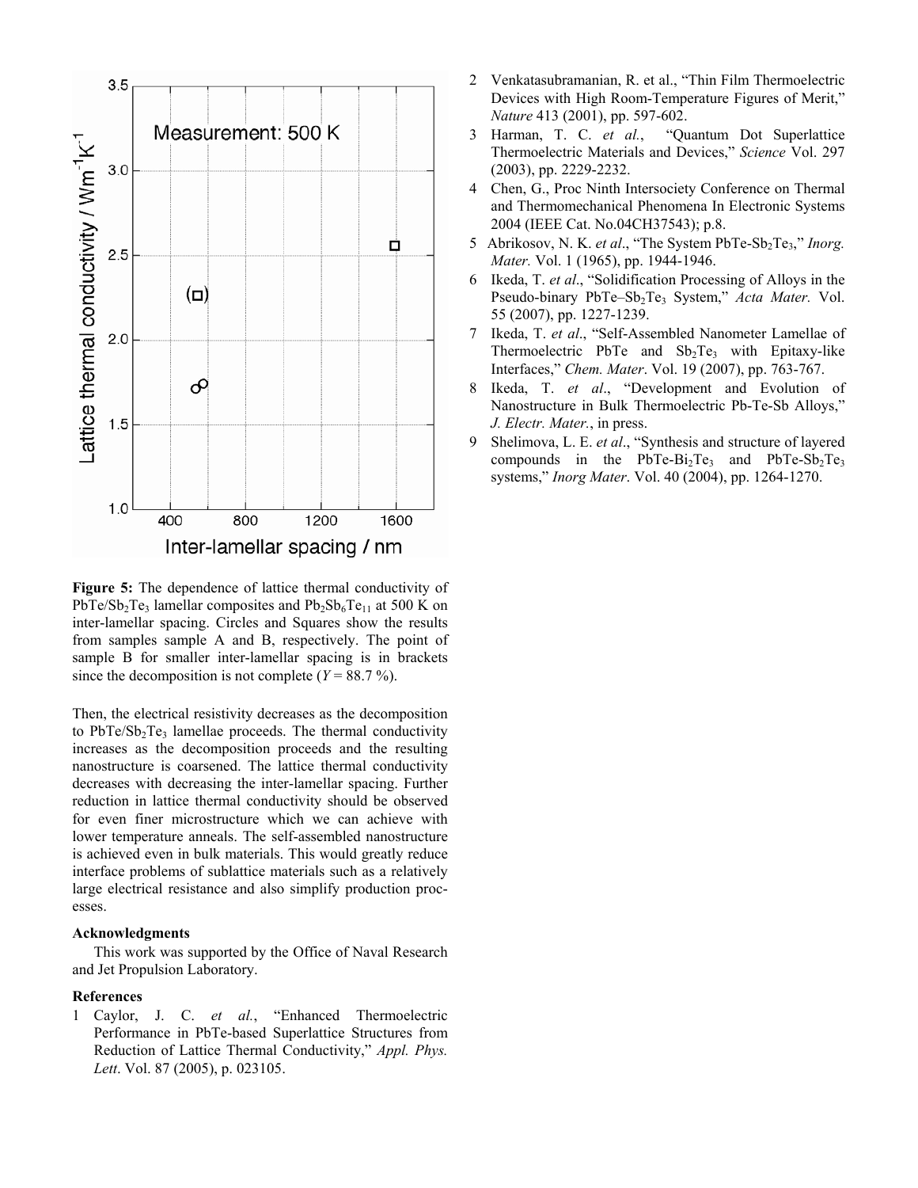Measurement: 500 K

Lattice thermal conductivity / $Wm^{-1}K^{-1}$

Inter-lamellar spacing / nm

3.5
3.0
2.5
2.0
1.5
1.0

400
800
1200
1600

(□)

**Figure 5:** The dependence of lattice thermal conductivity of $PbTe/Sb_2Te_3$ lamellar composites and $Pb_2Sb_6Te_{11}$ at 500 K on inter-lamellar spacing. Circles and Squares show the results from samples sample A and B, respectively. The point of sample B for smaller inter-lamellar spacing is in brackets since the decomposition is not complete ($Y = 88.7$ %).

Then, the electrical resistivity decreases as the decomposition to $PbTe/Sb_2Te_3$ lamellae proceeds. The thermal conductivity increases as the decomposition proceeds and the resulting nanostructure is coarsened. The lattice thermal conductivity decreases with decreasing the inter-lamellar spacing. Further reduction in lattice thermal conductivity should be observed for even finer microstructure which we can achieve with lower temperature anneals. The self-assembled nanostructure is achieved even in bulk materials. This would greatly reduce interface problems of sublattice materials such as a relatively large electrical resistance and also simplify production processes.

### Acknowledgments

This work was supported by the Office of Naval Research and Jet Propulsion Laboratory.

### References

1. Caylor, J. C. *et al.*, "Enhanced Thermoelectric Performance in PbTe-based Superlattice Structures from Reduction of Lattice Thermal Conductivity," *Appl. Phys. Lett*. Vol. 87 (2005), p. 023105.
2. Venkatasubramanian, R. et al., "Thin Film Thermoelectric Devices with High Room-Temperature Figures of Merit," *Nature* 413 (2001), pp. 597-602.
3. Harman, T. C. *et al.*, "Quantum Dot Superlattice Thermoelectric Materials and Devices," *Science* Vol. 297 (2003), pp. 2229-2232.
4. Chen, G., Proc Ninth Intersociety Conference on Thermal and Thermomechanical Phenomena In Electronic Systems 2004 (IEEE Cat. No.04CH37543); p.8.
5. Abrikosov, N. K. *et al*., "The System $PbTe-Sb_2Te_3$," *Inorg. Mater.* Vol. 1 (1965), pp. 1944-1946.
6. Ikeda, T. *et al*., "Solidification Processing of Alloys in the Pseudo-binary $PbTe–Sb_2Te_3$ System," *Acta Mater.* Vol. 55 (2007), pp. 1227-1239.
7. Ikeda, T. *et al*., "Self-Assembled Nanometer Lamellae of Thermoelectric PbTe and $Sb_2Te_3$ with Epitaxy-like Interfaces," *Chem. Mater*. Vol. 19 (2007), pp. 763-767.
8. Ikeda, T. *et al*., "Development and Evolution of Nanostructure in Bulk Thermoelectric Pb-Te-Sb Alloys," *J. Electr. Mater.*, in press.
9. Shelimova, L. E. *et al*., "Synthesis and structure of layered compounds in the $PbTe-Bi_2Te_3$ and $PbTe-Sb_2Te_3$ systems," *Inorg Mater*. Vol. 40 (2004), pp. 1264-1270.